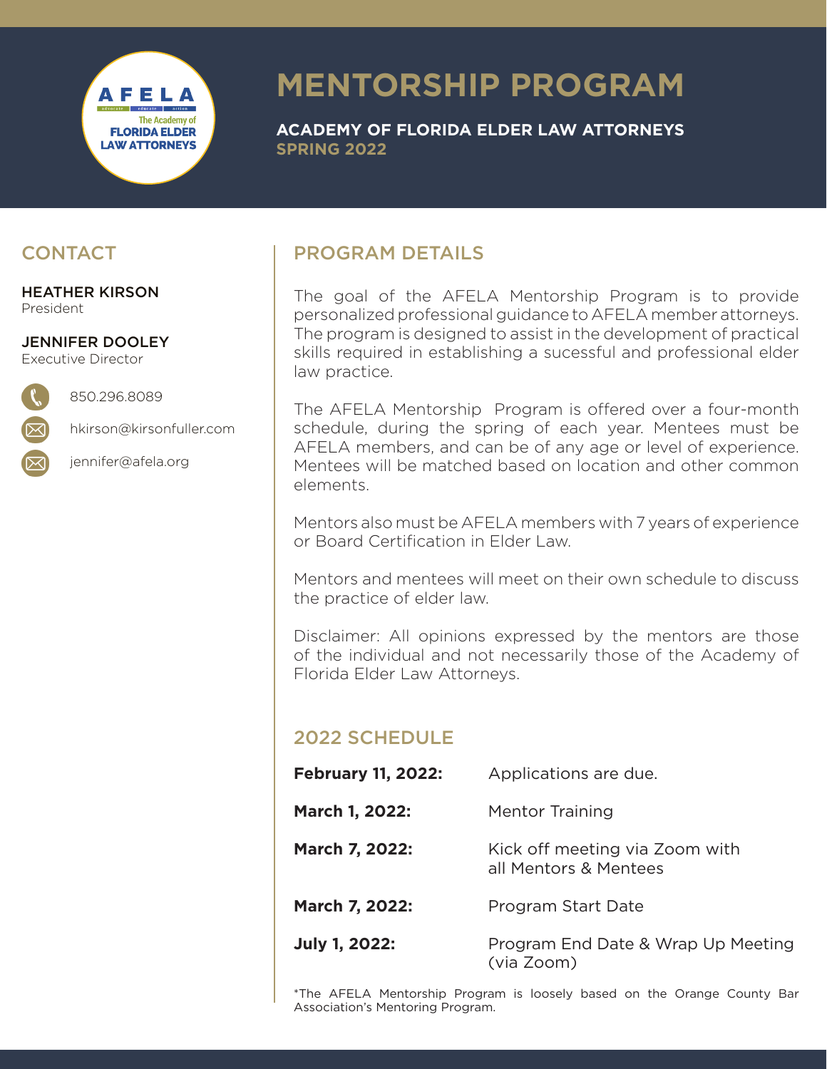# MENTORSHIP PROGRAM

**ACADEMY OF FLORIDA ELDER LAW ATTORNEYS**
**SPRING 2022**

## CONTACT

**HEATHER KIRSON**
President

**JENNIFER DOOLEY**
Executive Director

850.296.8089

hkirson@kirsonfuller.com

jennifer@afela.org

## PROGRAM DETAILS

The goal of the AFELA Mentorship Program is to provide personalized professional guidance to AFELA member attorneys. The program is designed to assist in the development of practical skills required in establishing a sucessful and professional elder law practice.

The AFELA Mentorship Program is offered over a four-month schedule, during the spring of each year. Mentees must be AFELA members, and can be of any age or level of experience. Mentees will be matched based on location and other common elements.

Mentors also must be AFELA members with 7 years of experience or Board Certification in Elder Law.

Mentors and mentees will meet on their own schedule to discuss the practice of elder law.

Disclaimer: All opinions expressed by the mentors are those of the individual and not necessarily those of the Academy of Florida Elder Law Attorneys.

## 2022 SCHEDULE

| | |
|---|---|
| **February 11, 2022:** | Applications are due. |
| **March 1, 2022:** | Mentor Training |
| **March 7, 2022:** | Kick off meeting via Zoom with all Mentors & Mentees |
| **March 7, 2022:** | Program Start Date |
| **July 1, 2022:** | Program End Date & Wrap Up Meeting (via Zoom) |

*The AFELA Mentorship Program is loosely based on the Orange County Bar Association's Mentoring Program.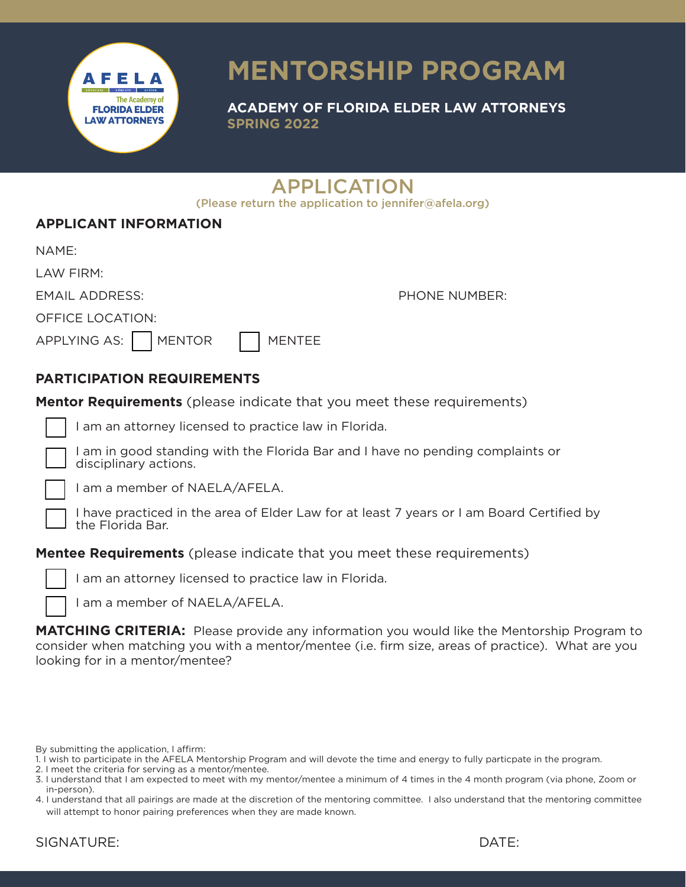# MENTORSHIP PROGRAM

**ACADEMY OF FLORIDA ELDER LAW ATTORNEYS**
**SPRING 2022**

## APPLICATION

(Please return the application to jennifer@afela.org)

### APPLICANT INFORMATION

NAME:

LAW FIRM:

EMAIL ADDRESS: PHONE NUMBER:

OFFICE LOCATION:

APPLYING AS: ☐ MENTOR ☐ MENTEE

### PARTICIPATION REQUIREMENTS

**Mentor Requirements** (please indicate that you meet these requirements)

- ☐ I am an attorney licensed to practice law in Florida.
- ☐ I am in good standing with the Florida Bar and I have no pending complaints or disciplinary actions.
- ☐ I am a member of NAELA/AFELA.
- ☐ I have practiced in the area of Elder Law for at least 7 years or I am Board Certified by the Florida Bar.

**Mentee Requirements** (please indicate that you meet these requirements)

- ☐ I am an attorney licensed to practice law in Florida.
- ☐ I am a member of NAELA/AFELA.

**MATCHING CRITERIA:** Please provide any information you would like the Mentorship Program to consider when matching you with a mentor/mentee (i.e. firm size, areas of practice). What are you looking for in a mentor/mentee?

By submitting the application, I affirm:

1. I wish to participate in the AFELA Mentorship Program and will devote the time and energy to fully particpate in the program.
2. I meet the criteria for serving as a mentor/mentee.
3. I understand that I am expected to meet with my mentor/mentee a minimum of 4 times in the 4 month program (via phone, Zoom or in-person).
4. I understand that all pairings are made at the discretion of the mentoring committee. I also understand that the mentoring committee will attempt to honor pairing preferences when they are made known.

SIGNATURE: DATE: